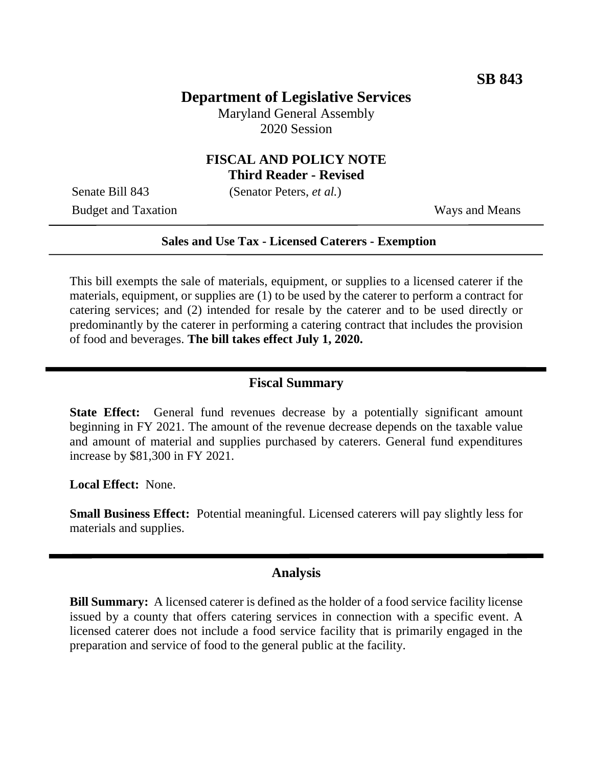**SB 843**

# Department of Legislative Services

Maryland General Assembly
2020 Session

## FISCAL AND POLICY NOTE
**Third Reader - Revised**

Senate Bill 843 (Senator Peters, *et al.*)
Budget and Taxation Ways and Means

---

**Sales and Use Tax - Licensed Caterers - Exemption**

---

This bill exempts the sale of materials, equipment, or supplies to a licensed caterer if the materials, equipment, or supplies are (1) to be used by the caterer to perform a contract for catering services; and (2) intended for resale by the caterer and to be used directly or predominantly by the caterer in performing a catering contract that includes the provision of food and beverages. **The bill takes effect July 1, 2020.**

---

## Fiscal Summary

**State Effect:** General fund revenues decrease by a potentially significant amount beginning in FY 2021. The amount of the revenue decrease depends on the taxable value and amount of material and supplies purchased by caterers. General fund expenditures increase by $81,300 in FY 2021.

**Local Effect:** None.

**Small Business Effect:** Potential meaningful. Licensed caterers will pay slightly less for materials and supplies.

---

## Analysis

**Bill Summary:** A licensed caterer is defined as the holder of a food service facility license issued by a county that offers catering services in connection with a specific event. A licensed caterer does not include a food service facility that is primarily engaged in the preparation and service of food to the general public at the facility.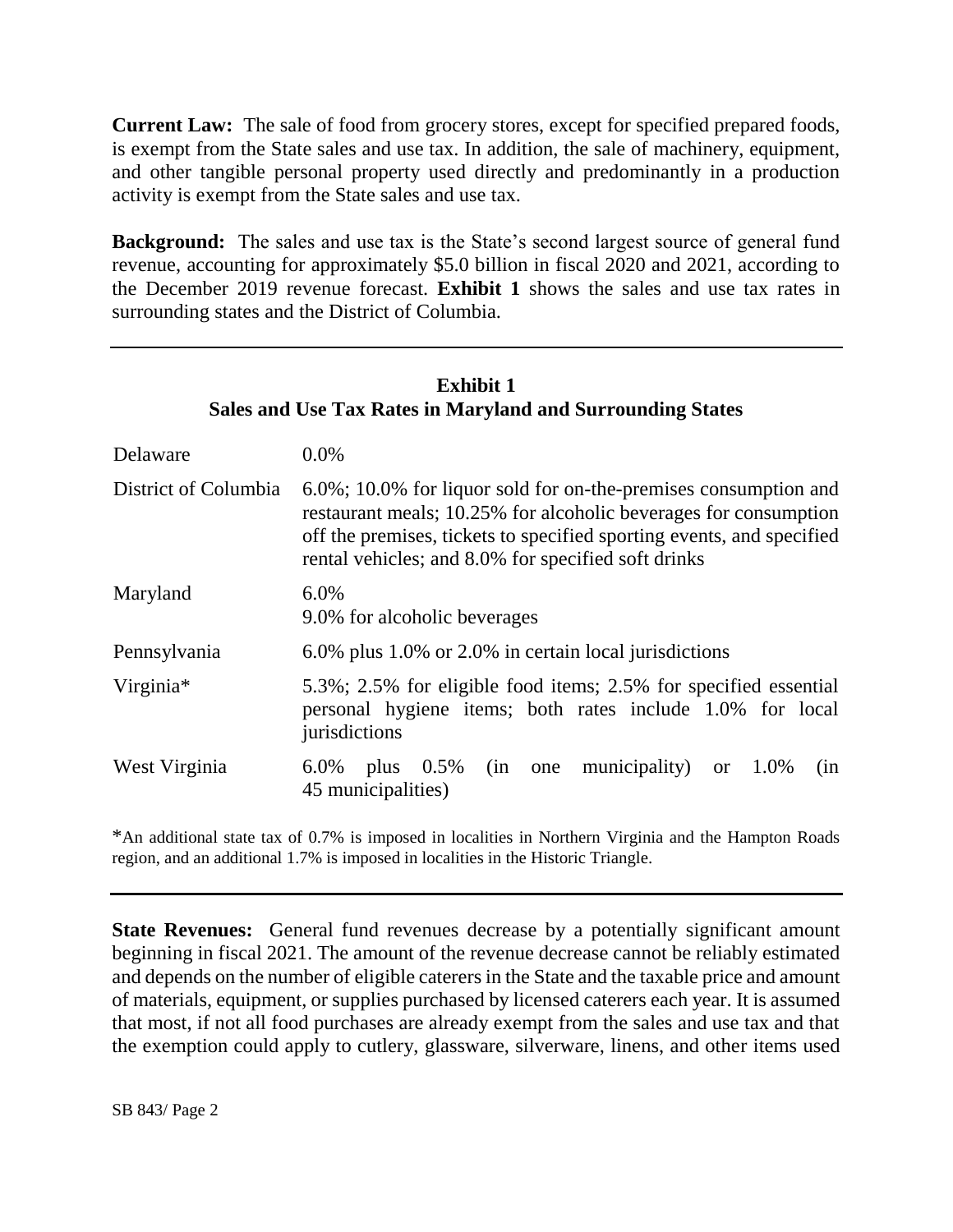**Current Law:** The sale of food from grocery stores, except for specified prepared foods, is exempt from the State sales and use tax. In addition, the sale of machinery, equipment, and other tangible personal property used directly and predominantly in a production activity is exempt from the State sales and use tax.

**Background:** The sales and use tax is the State's second largest source of general fund revenue, accounting for approximately $5.0 billion in fiscal 2020 and 2021, according to the December 2019 revenue forecast. **Exhibit 1** shows the sales and use tax rates in surrounding states and the District of Columbia.

**Exhibit 1**
**Sales and Use Tax Rates in Maryland and Surrounding States**

| | |
|---|---|
| Delaware | 0.0% |
| District of Columbia | 6.0%; 10.0% for liquor sold for on-the-premises consumption and restaurant meals; 10.25% for alcoholic beverages for consumption off the premises, tickets to specified sporting events, and specified rental vehicles; and 8.0% for specified soft drinks |
| Maryland | 6.0%<br>9.0% for alcoholic beverages |
| Pennsylvania | 6.0% plus 1.0% or 2.0% in certain local jurisdictions |
| Virginia* | 5.3%; 2.5% for eligible food items; 2.5% for specified essential personal hygiene items; both rates include 1.0% for local jurisdictions |
| West Virginia | 6.0% plus 0.5% (in one municipality) or 1.0% (in 45 municipalities) |

*An additional state tax of 0.7% is imposed in localities in Northern Virginia and the Hampton Roads region, and an additional 1.7% is imposed in localities in the Historic Triangle.

**State Revenues:** General fund revenues decrease by a potentially significant amount beginning in fiscal 2021. The amount of the revenue decrease cannot be reliably estimated and depends on the number of eligible caterers in the State and the taxable price and amount of materials, equipment, or supplies purchased by licensed caterers each year. It is assumed that most, if not all food purchases are already exempt from the sales and use tax and that the exemption could apply to cutlery, glassware, silverware, linens, and other items used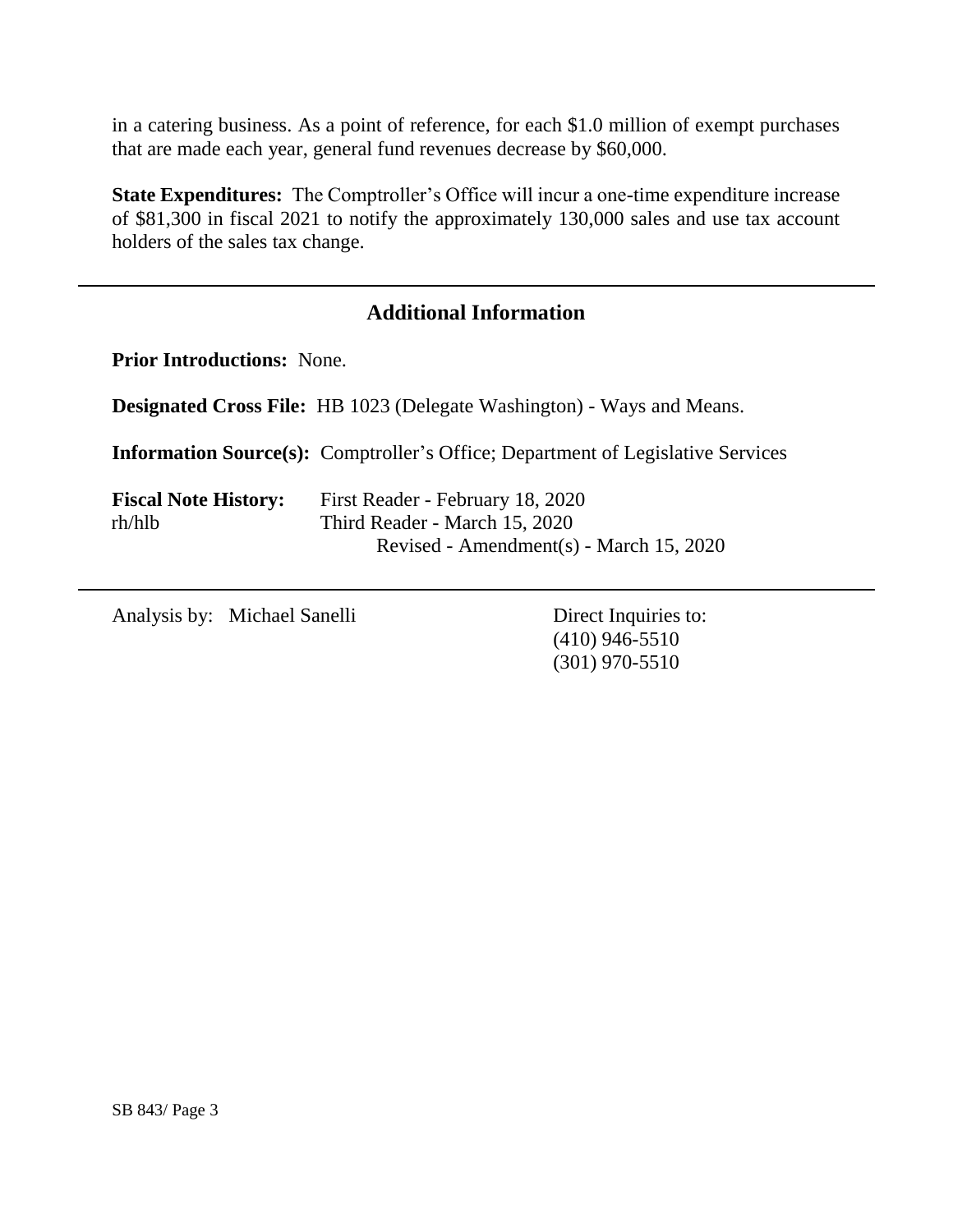in a catering business. As a point of reference, for each $1.0 million of exempt purchases that are made each year, general fund revenues decrease by $60,000.

**State Expenditures:** The Comptroller's Office will incur a one-time expenditure increase of $81,300 in fiscal 2021 to notify the approximately 130,000 sales and use tax account holders of the sales tax change.

---

## Additional Information

**Prior Introductions:** None.

**Designated Cross File:** HB 1023 (Delegate Washington) - Ways and Means.

**Information Source(s):** Comptroller's Office; Department of Legislative Services

**Fiscal Note History:** First Reader - February 18, 2020
rh/hlb Third Reader - March 15, 2020
Revised - Amendment(s) - March 15, 2020

---

Analysis by: Michael Sanelli

Direct Inquiries to:
(410) 946-5510
(301) 970-5510